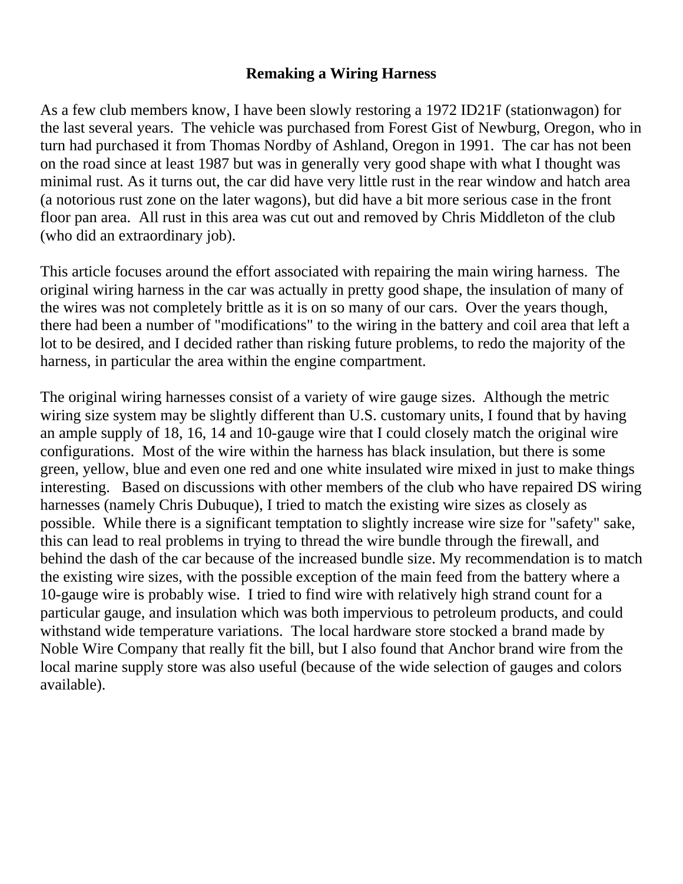# Remaking a Wiring Harness

As a few club members know, I have been slowly restoring a 1972 ID21F (stationwagon) for the last several years. The vehicle was purchased from Forest Gist of Newburg, Oregon, who in turn had purchased it from Thomas Nordby of Ashland, Oregon in 1991. The car has not been on the road since at least 1987 but was in generally very good shape with what I thought was minimal rust. As it turns out, the car did have very little rust in the rear window and hatch area (a notorious rust zone on the later wagons), but did have a bit more serious case in the front floor pan area. All rust in this area was cut out and removed by Chris Middleton of the club (who did an extraordinary job).

This article focuses around the effort associated with repairing the main wiring harness. The original wiring harness in the car was actually in pretty good shape, the insulation of many of the wires was not completely brittle as it is on so many of our cars. Over the years though, there had been a number of "modifications" to the wiring in the battery and coil area that left a lot to be desired, and I decided rather than risking future problems, to redo the majority of the harness, in particular the area within the engine compartment.

The original wiring harnesses consist of a variety of wire gauge sizes. Although the metric wiring size system may be slightly different than U.S. customary units, I found that by having an ample supply of 18, 16, 14 and 10-gauge wire that I could closely match the original wire configurations. Most of the wire within the harness has black insulation, but there is some green, yellow, blue and even one red and one white insulated wire mixed in just to make things interesting. Based on discussions with other members of the club who have repaired DS wiring harnesses (namely Chris Dubuque), I tried to match the existing wire sizes as closely as possible. While there is a significant temptation to slightly increase wire size for "safety" sake, this can lead to real problems in trying to thread the wire bundle through the firewall, and behind the dash of the car because of the increased bundle size. My recommendation is to match the existing wire sizes, with the possible exception of the main feed from the battery where a 10-gauge wire is probably wise. I tried to find wire with relatively high strand count for a particular gauge, and insulation which was both impervious to petroleum products, and could withstand wide temperature variations. The local hardware store stocked a brand made by Noble Wire Company that really fit the bill, but I also found that Anchor brand wire from the local marine supply store was also useful (because of the wide selection of gauges and colors available).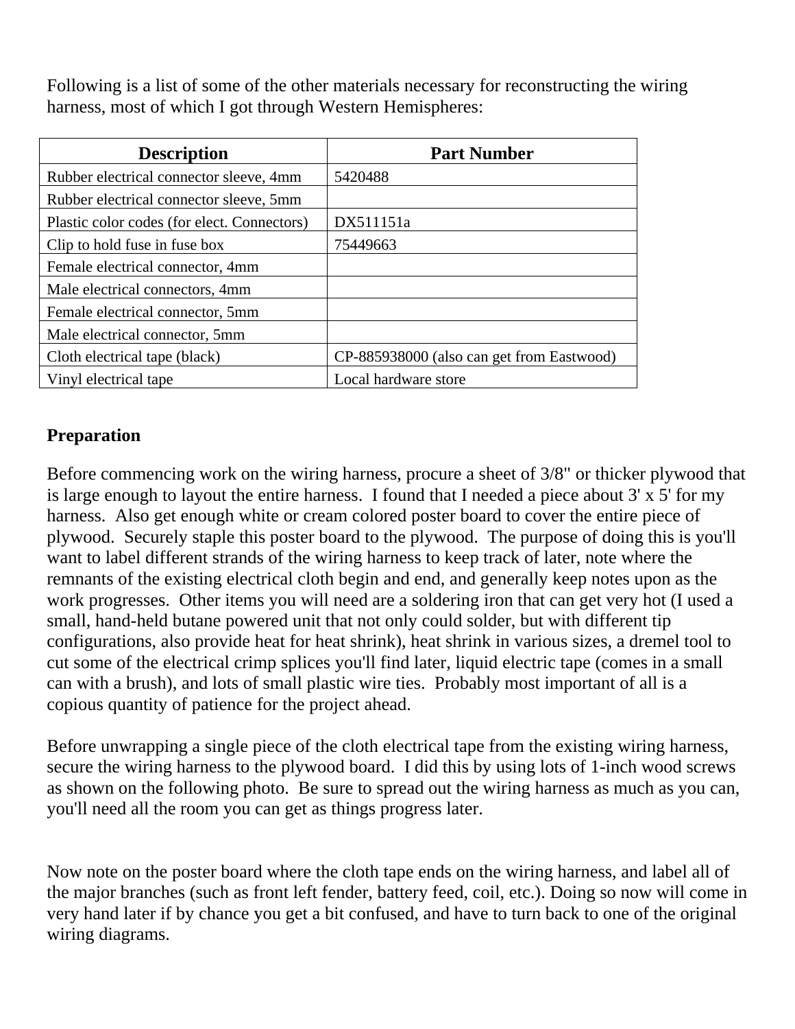Following is a list of some of the other materials necessary for reconstructing the wiring harness, most of which I got through Western Hemispheres:

| Description | Part Number |
| --- | --- |
| Rubber electrical connector sleeve, 4mm | 5420488 |
| Rubber electrical connector sleeve, 5mm | |
| Plastic color codes (for elect. Connectors) | DX511151a |
| Clip to hold fuse in fuse box | 75449663 |
| Female electrical connector, 4mm | |
| Male electrical connectors, 4mm | |
| Female electrical connector, 5mm | |
| Male electrical connector, 5mm | |
| Cloth electrical tape (black) | CP-885938000 (also can get from Eastwood) |
| Vinyl electrical tape | Local hardware store |

**Preparation**

Before commencing work on the wiring harness, procure a sheet of 3/8" or thicker plywood that is large enough to layout the entire harness. I found that I needed a piece about 3' x 5' for my harness. Also get enough white or cream colored poster board to cover the entire piece of plywood. Securely staple this poster board to the plywood. The purpose of doing this is you'll want to label different strands of the wiring harness to keep track of later, note where the remnants of the existing electrical cloth begin and end, and generally keep notes upon as the work progresses. Other items you will need are a soldering iron that can get very hot (I used a small, hand-held butane powered unit that not only could solder, but with different tip configurations, also provide heat for heat shrink), heat shrink in various sizes, a dremel tool to cut some of the electrical crimp splices you'll find later, liquid electric tape (comes in a small can with a brush), and lots of small plastic wire ties. Probably most important of all is a copious quantity of patience for the project ahead.

Before unwrapping a single piece of the cloth electrical tape from the existing wiring harness, secure the wiring harness to the plywood board. I did this by using lots of 1-inch wood screws as shown on the following photo. Be sure to spread out the wiring harness as much as you can, you'll need all the room you can get as things progress later.

Now note on the poster board where the cloth tape ends on the wiring harness, and label all of the major branches (such as front left fender, battery feed, coil, etc.). Doing so now will come in very hand later if by chance you get a bit confused, and have to turn back to one of the original wiring diagrams.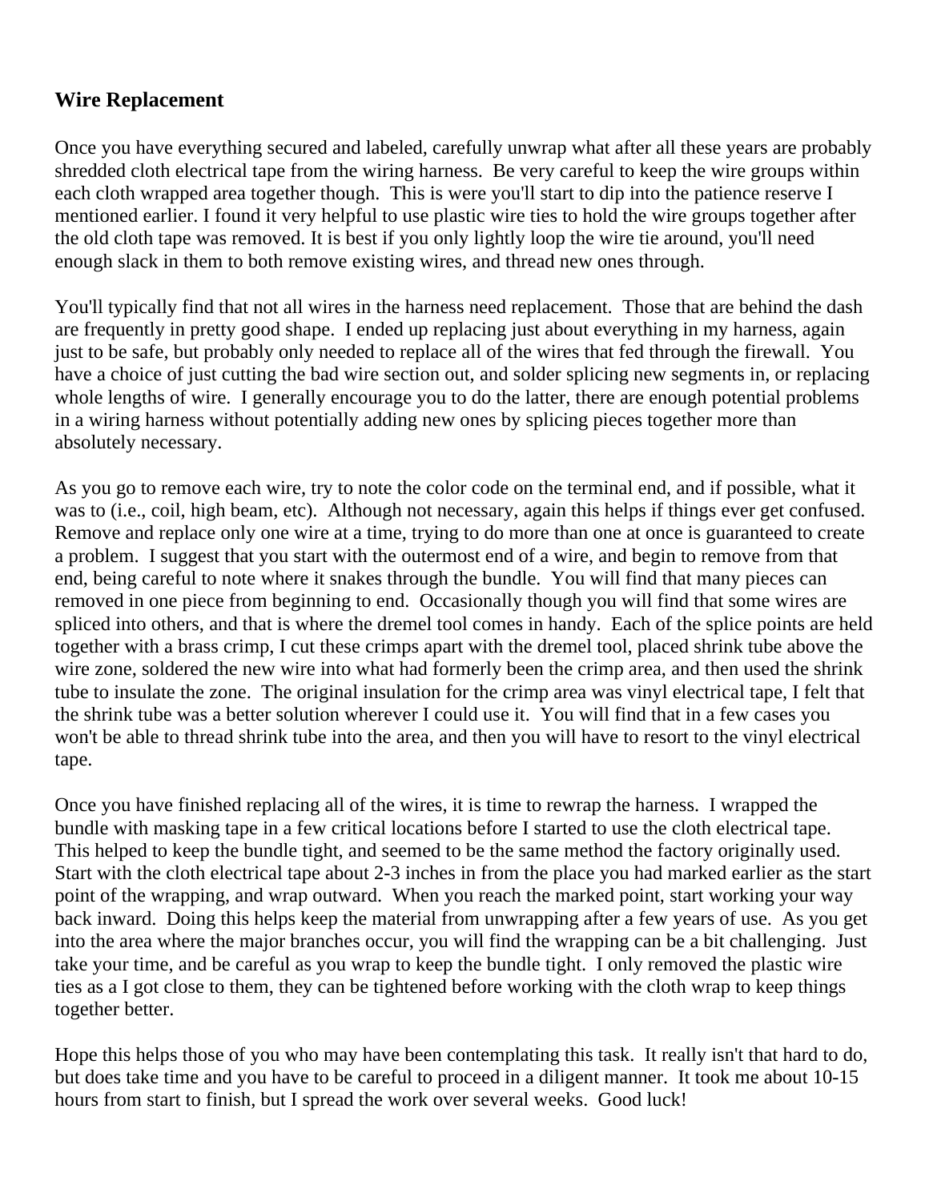## Wire Replacement

Once you have everything secured and labeled, carefully unwrap what after all these years are probably shredded cloth electrical tape from the wiring harness. Be very careful to keep the wire groups within each cloth wrapped area together though. This is were you'll start to dip into the patience reserve I mentioned earlier. I found it very helpful to use plastic wire ties to hold the wire groups together after the old cloth tape was removed. It is best if you only lightly loop the wire tie around, you'll need enough slack in them to both remove existing wires, and thread new ones through.

You'll typically find that not all wires in the harness need replacement. Those that are behind the dash are frequently in pretty good shape. I ended up replacing just about everything in my harness, again just to be safe, but probably only needed to replace all of the wires that fed through the firewall. You have a choice of just cutting the bad wire section out, and solder splicing new segments in, or replacing whole lengths of wire. I generally encourage you to do the latter, there are enough potential problems in a wiring harness without potentially adding new ones by splicing pieces together more than absolutely necessary.

As you go to remove each wire, try to note the color code on the terminal end, and if possible, what it was to (i.e., coil, high beam, etc). Although not necessary, again this helps if things ever get confused. Remove and replace only one wire at a time, trying to do more than one at once is guaranteed to create a problem. I suggest that you start with the outermost end of a wire, and begin to remove from that end, being careful to note where it snakes through the bundle. You will find that many pieces can removed in one piece from beginning to end. Occasionally though you will find that some wires are spliced into others, and that is where the dremel tool comes in handy. Each of the splice points are held together with a brass crimp, I cut these crimps apart with the dremel tool, placed shrink tube above the wire zone, soldered the new wire into what had formerly been the crimp area, and then used the shrink tube to insulate the zone. The original insulation for the crimp area was vinyl electrical tape, I felt that the shrink tube was a better solution wherever I could use it. You will find that in a few cases you won't be able to thread shrink tube into the area, and then you will have to resort to the vinyl electrical tape.

Once you have finished replacing all of the wires, it is time to rewrap the harness. I wrapped the bundle with masking tape in a few critical locations before I started to use the cloth electrical tape. This helped to keep the bundle tight, and seemed to be the same method the factory originally used. Start with the cloth electrical tape about 2-3 inches in from the place you had marked earlier as the start point of the wrapping, and wrap outward. When you reach the marked point, start working your way back inward. Doing this helps keep the material from unwrapping after a few years of use. As you get into the area where the major branches occur, you will find the wrapping can be a bit challenging. Just take your time, and be careful as you wrap to keep the bundle tight. I only removed the plastic wire ties as a I got close to them, they can be tightened before working with the cloth wrap to keep things together better.

Hope this helps those of you who may have been contemplating this task. It really isn't that hard to do, but does take time and you have to be careful to proceed in a diligent manner. It took me about 10-15 hours from start to finish, but I spread the work over several weeks. Good luck!